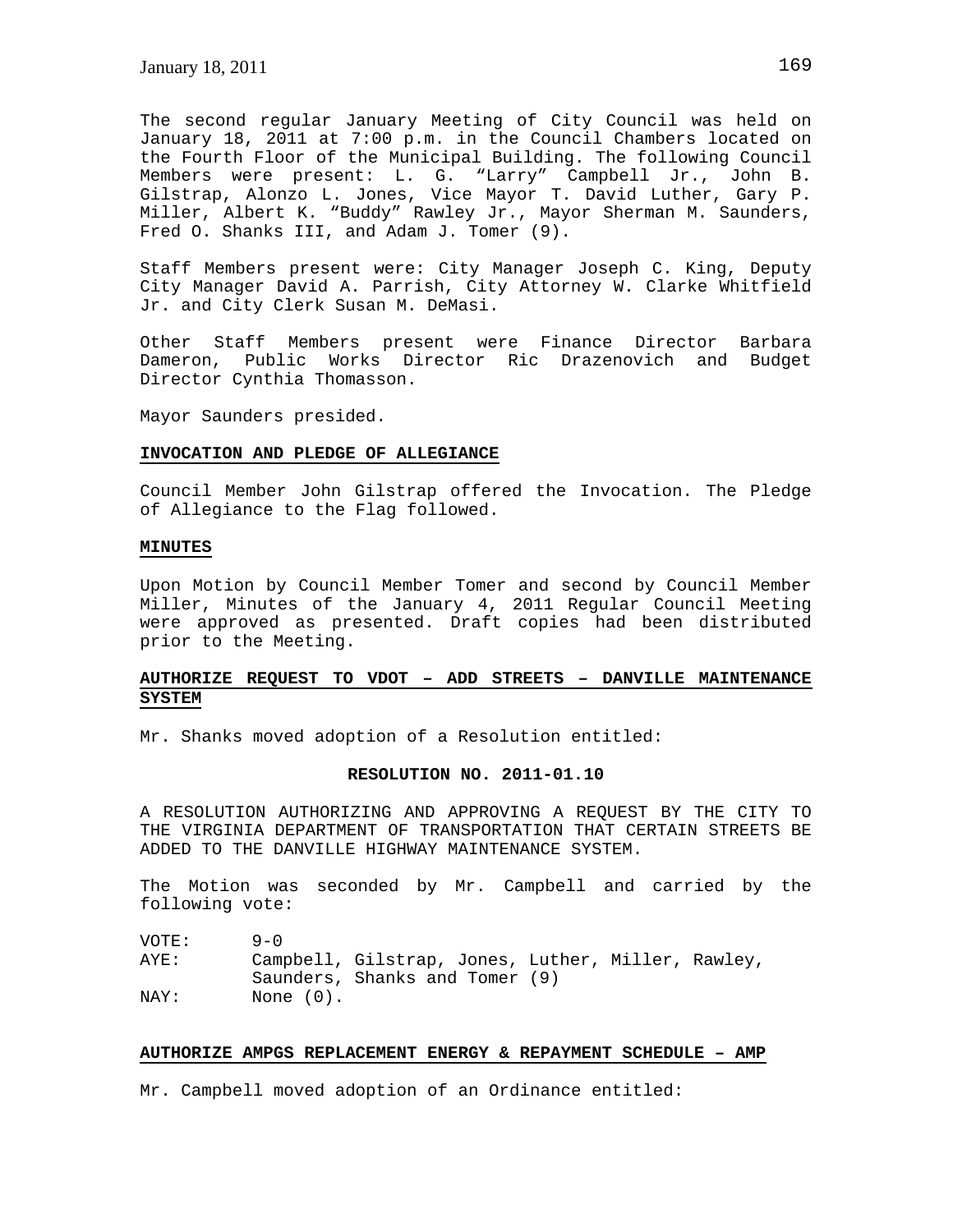The second regular January Meeting of City Council was held on January 18, 2011 at 7:00 p.m. in the Council Chambers located on the Fourth Floor of the Municipal Building. The following Council Members were present: L. G. "Larry" Campbell Jr., John B. Gilstrap, Alonzo L. Jones, Vice Mayor T. David Luther, Gary P. Miller, Albert K. "Buddy" Rawley Jr., Mayor Sherman M. Saunders, Fred O. Shanks III, and Adam J. Tomer (9).

Staff Members present were: City Manager Joseph C. King, Deputy City Manager David A. Parrish, City Attorney W. Clarke Whitfield Jr. and City Clerk Susan M. DeMasi.

Other Staff Members present were Finance Director Barbara Dameron, Public Works Director Ric Drazenovich and Budget Director Cynthia Thomasson.

Mayor Saunders presided.

**INVOCATION AND PLEDGE OF ALLEGIANCE**

Council Member John Gilstrap offered the Invocation. The Pledge of Allegiance to the Flag followed.

**MINUTES**

Upon Motion by Council Member Tomer and second by Council Member Miller, Minutes of the January 4, 2011 Regular Council Meeting were approved as presented. Draft copies had been distributed prior to the Meeting.

**AUTHORIZE REQUEST TO VDOT – ADD STREETS – DANVILLE MAINTENANCE SYSTEM**

Mr. Shanks moved adoption of a Resolution entitled:

**RESOLUTION NO. 2011-01.10**

A RESOLUTION AUTHORIZING AND APPROVING A REQUEST BY THE CITY TO THE VIRGINIA DEPARTMENT OF TRANSPORTATION THAT CERTAIN STREETS BE ADDED TO THE DANVILLE HIGHWAY MAINTENANCE SYSTEM.

The Motion was seconded by Mr. Campbell and carried by the following vote:

VOTE: 9-0
AYE: Campbell, Gilstrap, Jones, Luther, Miller, Rawley, Saunders, Shanks and Tomer (9)
NAY: None (0).

**AUTHORIZE AMPGS REPLACEMENT ENERGY & REPAYMENT SCHEDULE – AMP**

Mr. Campbell moved adoption of an Ordinance entitled: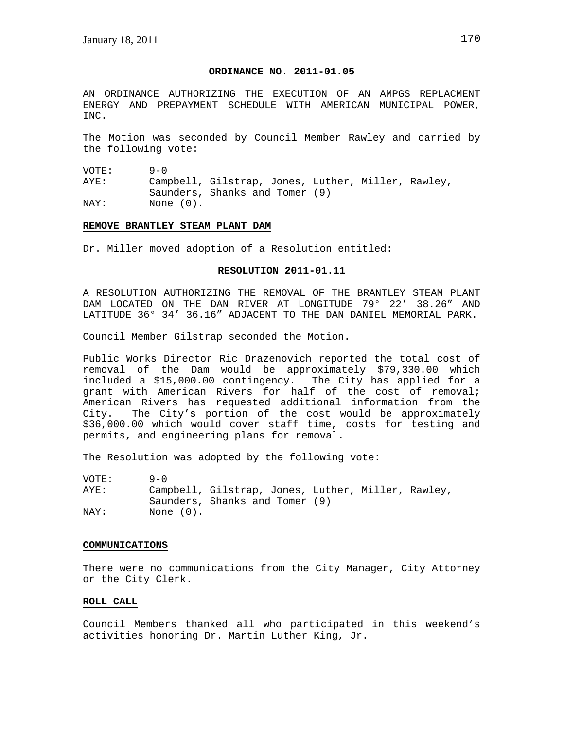**ORDINANCE NO. 2011-01.05**

AN ORDINANCE AUTHORIZING THE EXECUTION OF AN AMPGS REPLACMENT ENERGY AND PREPAYMENT SCHEDULE WITH AMERICAN MUNICIPAL POWER, INC.

The Motion was seconded by Council Member Rawley and carried by the following vote:

VOTE: 9-0
AYE: Campbell, Gilstrap, Jones, Luther, Miller, Rawley, Saunders, Shanks and Tomer (9)
NAY: None (0).

**REMOVE BRANTLEY STEAM PLANT DAM**

Dr. Miller moved adoption of a Resolution entitled:

**RESOLUTION 2011-01.11**

A RESOLUTION AUTHORIZING THE REMOVAL OF THE BRANTLEY STEAM PLANT DAM LOCATED ON THE DAN RIVER AT LONGITUDE 79° 22′ 38.26″ AND LATITUDE 36° 34′ 36.16″ ADJACENT TO THE DAN DANIEL MEMORIAL PARK.

Council Member Gilstrap seconded the Motion.

Public Works Director Ric Drazenovich reported the total cost of removal of the Dam would be approximately $79,330.00 which included a $15,000.00 contingency. The City has applied for a grant with American Rivers for half of the cost of removal; American Rivers has requested additional information from the City. The City's portion of the cost would be approximately $36,000.00 which would cover staff time, costs for testing and permits, and engineering plans for removal.

The Resolution was adopted by the following vote:

VOTE: 9-0
AYE: Campbell, Gilstrap, Jones, Luther, Miller, Rawley, Saunders, Shanks and Tomer (9)
NAY: None (0).

**COMMUNICATIONS**

There were no communications from the City Manager, City Attorney or the City Clerk.

**ROLL CALL**

Council Members thanked all who participated in this weekend's activities honoring Dr. Martin Luther King, Jr.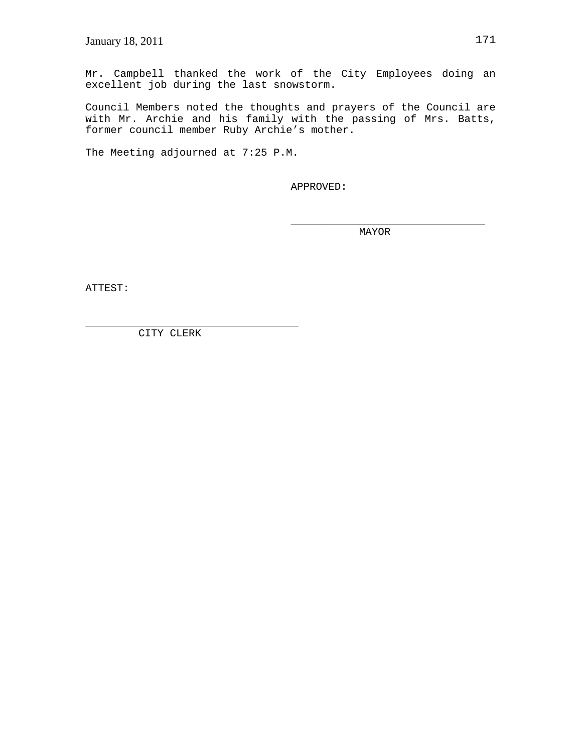Mr. Campbell thanked the work of the City Employees doing an excellent job during the last snowstorm.

Council Members noted the thoughts and prayers of the Council are with Mr. Archie and his family with the passing of Mrs. Batts, former council member Ruby Archie's mother.

The Meeting adjourned at 7:25 P.M.

APPROVED:

\_\_\_\_\_\_\_\_\_\_\_\_\_\_\_\_\_\_\_\_\_\_\_\_\_\_\_\_\_\_\_\_
MAYOR

ATTEST:

\_\_\_\_\_\_\_\_\_\_\_\_\_\_\_\_\_\_\_\_\_\_\_\_\_\_\_\_\_\_\_\_
CITY CLERK